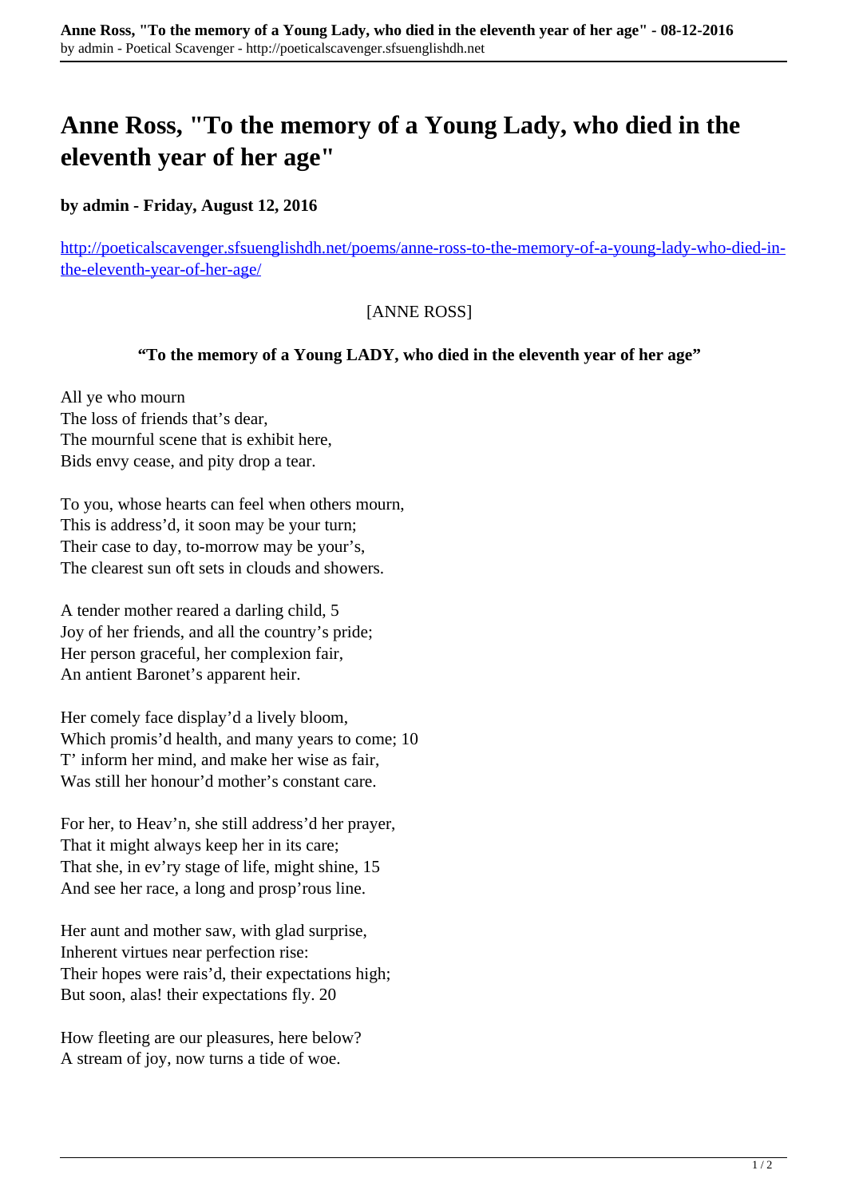# Anne Ross, "To the memory of a Young Lady, who died in the eleventh year of her age"

**by admin - Friday, August 12, 2016**

http://poeticalscavenger.sfsuenglishdh.net/poems/anne-ross-to-the-memory-of-a-young-lady-who-died-in-the-eleventh-year-of-her-age/

[ANNE ROSS]

**"To the memory of a Young LADY, who died in the eleventh year of her age"**

All ye who mourn
The loss of friends that's dear,
The mournful scene that is exhibit here,
Bids envy cease, and pity drop a tear.

To you, whose hearts can feel when others mourn,
This is address'd, it soon may be your turn;
Their case to day, to-morrow may be your's,
The clearest sun oft sets in clouds and showers.

A tender mother reared a darling child, 5
Joy of her friends, and all the country's pride;
Her person graceful, her complexion fair,
An antient Baronet's apparent heir.

Her comely face display'd a lively bloom,
Which promis'd health, and many years to come; 10
T' inform her mind, and make her wise as fair,
Was still her honour'd mother's constant care.

For her, to Heav'n, she still address'd her prayer,
That it might always keep her in its care;
That she, in ev'ry stage of life, might shine, 15
And see her race, a long and prosp'rous line.

Her aunt and mother saw, with glad surprise,
Inherent virtues near perfection rise:
Their hopes were rais'd, their expectations high;
But soon, alas! their expectations fly. 20

How fleeting are our pleasures, here below?
A stream of joy, now turns a tide of woe.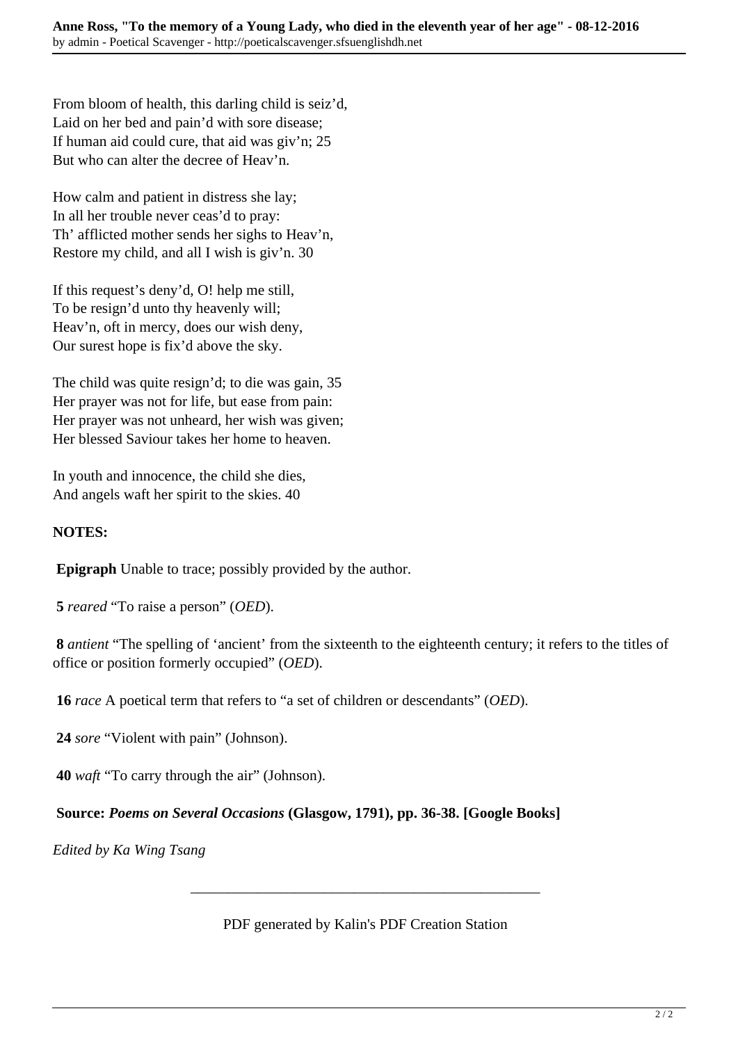From bloom of health, this darling child is seiz'd,
Laid on her bed and pain'd with sore disease;
If human aid could cure, that aid was giv'n; 25
But who can alter the decree of Heav'n.

How calm and patient in distress she lay;
In all her trouble never ceas'd to pray:
Th' afflicted mother sends her sighs to Heav'n,
Restore my child, and all I wish is giv'n. 30

If this request's deny'd, O! help me still,
To be resign'd unto thy heavenly will;
Heav'n, oft in mercy, does our wish deny,
Our surest hope is fix'd above the sky.

The child was quite resign'd; to die was gain, 35
Her prayer was not for life, but ease from pain:
Her prayer was not unheard, her wish was given;
Her blessed Saviour takes her home to heaven.

In youth and innocence, the child she dies,
And angels waft her spirit to the skies. 40

**NOTES:**

**Epigraph** Unable to trace; possibly provided by the author.

**5** *reared* "To raise a person" (*OED*).

**8** *antient* "The spelling of 'ancient' from the sixteenth to the eighteenth century; it refers to the titles of office or position formerly occupied" (*OED*).

**16** *race* A poetical term that refers to "a set of children or descendants" (*OED*).

**24** *sore* "Violent with pain" (Johnson).

**40** *waft* "To carry through the air" (Johnson).

**Source:** ***Poems on Several Occasions*** **(Glasgow, 1791), pp. 36-38. [Google Books]**

*Edited by Ka Wing Tsang*

---

PDF generated by Kalin's PDF Creation Station